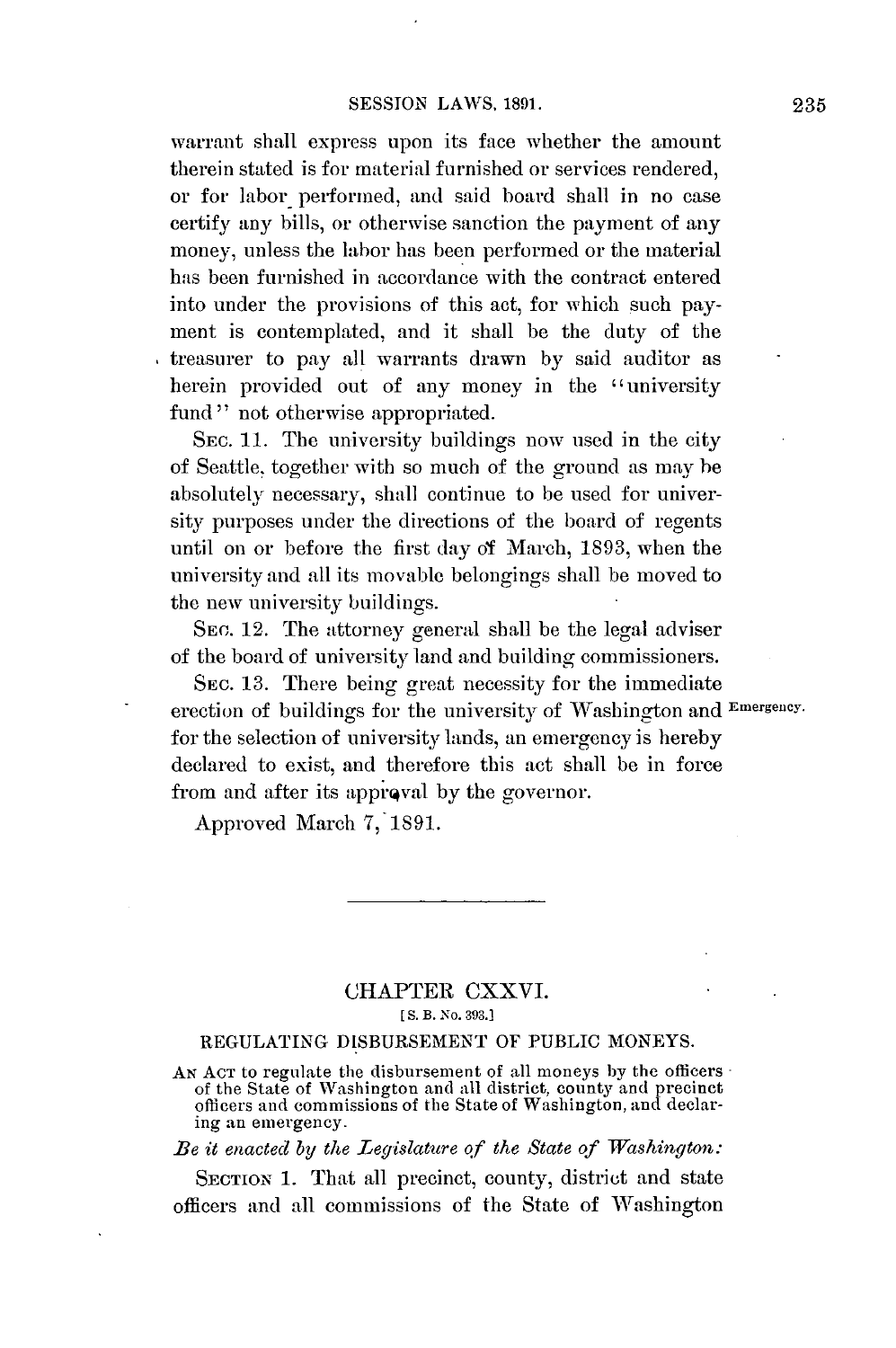warrant shall express upon its face whether the amount therein stated is for material furnished or services rendered, or for labor performed, and said board shall in no case certify any bills, or otherwise sanction the payment of any money, unless the labor has been performed or the material has been furnished in accordance with the contract entered into under the provisions of this act, for which such payment is contemplated, and it shall be the duty of the treasurer to pay all warrants drawn by said auditor as herein provided out of any money in the "university fund" not otherwise appropriated.

SEC. 11. The university buildings now used in the city of Seattle, together with so much of the ground as may be absolutely necessary, shall continue to be used for university purposes under the directions of the board of regents until on or before the first day of March, 1893, when the university and all its movable belongings shall be moved to the new university buildings.

SEC. 12. The attorney general shall be the legal adviser of the board of university land and building commissioners.

SEC. 13. There being great necessity for the immediate erection of buildings for the university of Washington and for the selection of university lands, an emergency is hereby declared to exist, and therefore this act shall be in force from and after its approval by the governor.

Emergency.

Approved March 7, 1891.

---

## CHAPTER CXXVI.

[S. B. No. 393.]

### REGULATING DISBURSEMENT OF PUBLIC MONEYS.

AN ACT to regulate the disbursement of all moneys by the officers of the State of Washington and all district, county and precinct officers and commissions of the State of Washington, and declaring an emergency.

*Be it enacted by the Legislature of the State of Washington:*

SECTION 1. That all precinct, county, district and state officers and all commissions of the State of Washington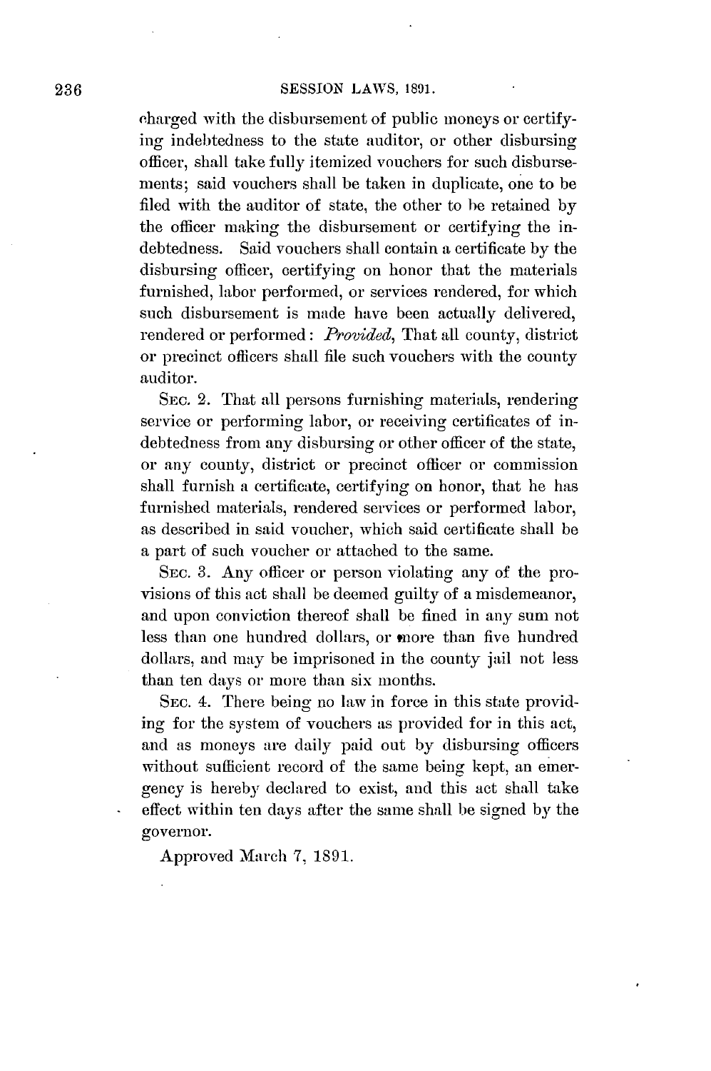charged with the disbursement of public moneys or certifying indebtedness to the state auditor, or other disbursing officer, shall take fully itemized vouchers for such disbursements; said vouchers shall be taken in duplicate, one to be filed with the auditor of state, the other to be retained by the officer making the disbursement or certifying the indebtedness. Said vouchers shall contain a certificate by the disbursing officer, certifying on honor that the materials furnished, labor performed, or services rendered, for which such disbursement is made have been actually delivered, rendered or performed: *Provided*, That all county, district or precinct officers shall file such vouchers with the county auditor.

SEC. 2. That all persons furnishing materials, rendering service or performing labor, or receiving certificates of indebtedness from any disbursing or other officer of the state, or any county, district or precinct officer or commission shall furnish a certificate, certifying on honor, that he has furnished materials, rendered services or performed labor, as described in said voucher, which said certificate shall be a part of such voucher or attached to the same.

SEC. 3. Any officer or person violating any of the provisions of this act shall be deemed guilty of a misdemeanor, and upon conviction thereof shall be fined in any sum not less than one hundred dollars, or more than five hundred dollars, and may be imprisoned in the county jail not less than ten days or more than six months.

SEC. 4. There being no law in force in this state providing for the system of vouchers as provided for in this act, and as moneys are daily paid out by disbursing officers without sufficient record of the same being kept, an emergency is hereby declared to exist, and this act shall take effect within ten days after the same shall be signed by the governor.

Approved March 7, 1891.